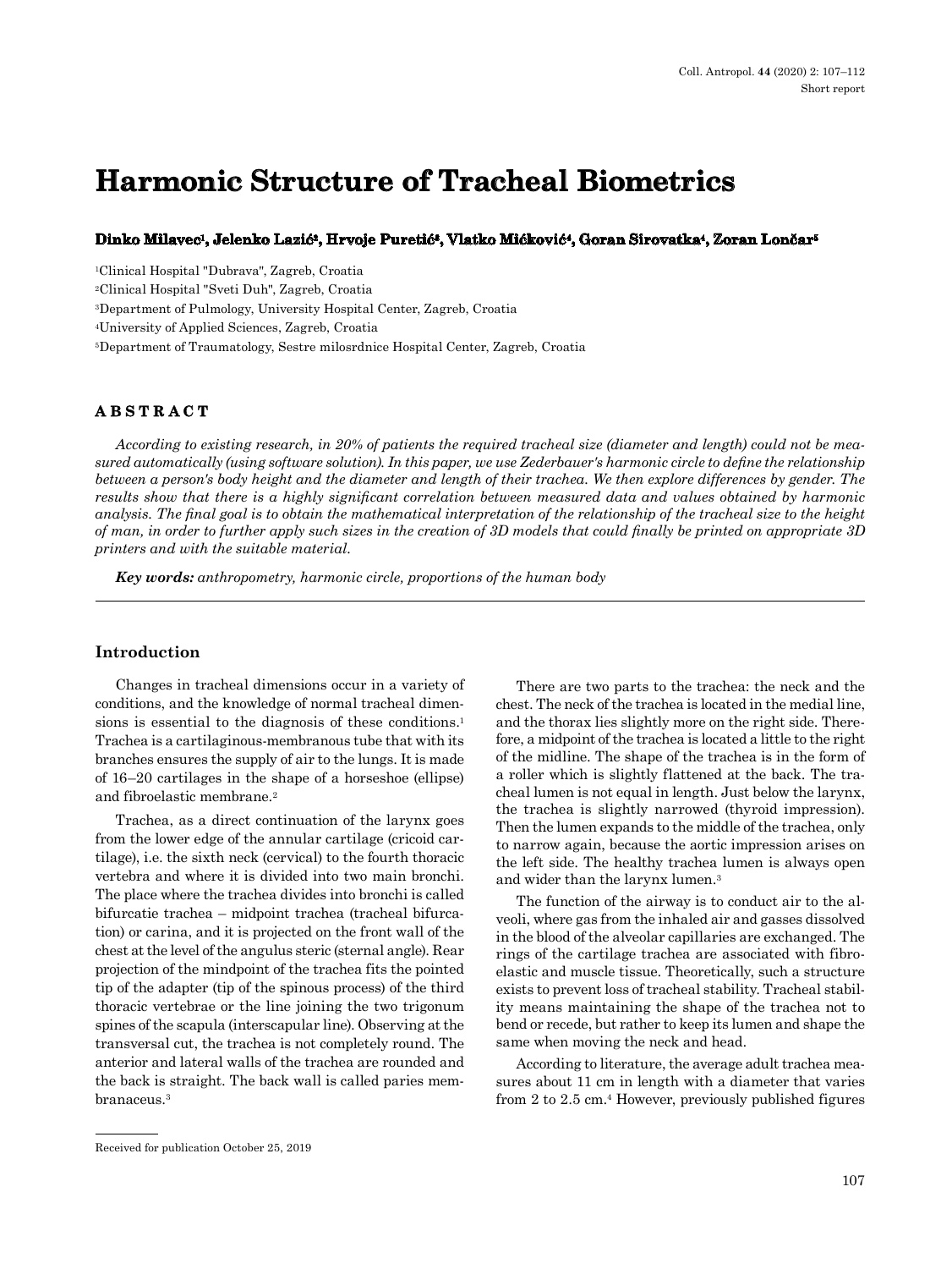Short report

# Harmonic Structure of Tracheal Biometrics

**Dinko Milavec[1], Jelenko Lazić[2], Hrvoje Puretić[3], Vlatko Mićković[4], Goran Sirovatka[4], Zoran Lončar[5]**

[1]Clinical Hospital "Dubrava", Zagreb, Croatia

[2]Clinical Hospital "Sveti Duh", Zagreb, Croatia

[3]Department of Pulmology, University Hospital Center, Zagreb, Croatia

[4]University of Applied Sciences, Zagreb, Croatia

[5]Department of Traumatology, Sestre milosrdnice Hospital Center, Zagreb, Croatia

## ABSTRACT

*According to existing research, in 20% of patients the required tracheal size (diameter and length) could not be measured automatically (using software solution). In this paper, we use Zederbauer's harmonic circle to define the relationship between a person's body height and the diameter and length of their trachea. We then explore differences by gender. The results show that there is a highly significant correlation between measured data and values obtained by harmonic analysis. The final goal is to obtain the mathematical interpretation of the relationship of the tracheal size to the height of man, in order to further apply such sizes in the creation of 3D models that could finally be printed on appropriate 3D printers and with the suitable material.*

***Key words:*** *anthropometry, harmonic circle, proportions of the human body*

## Introduction

Changes in tracheal dimensions occur in a variety of conditions, and the knowledge of normal tracheal dimensions is essential to the diagnosis of these conditions.[1] Trachea is a cartilaginous-membranous tube that with its branches ensures the supply of air to the lungs. It is made of 16–20 cartilages in the shape of a horseshoe (ellipse) and fibroelastic membrane.[2]

Trachea, as a direct continuation of the larynx goes from the lower edge of the annular cartilage (cricoid cartilage), i.e. the sixth neck (cervical) to the fourth thoracic vertebra and where it is divided into two main bronchi. The place where the trachea divides into bronchi is called bifurcatie trachea – midpoint trachea (tracheal bifurcation) or carina, and it is projected on the front wall of the chest at the level of the angulus steric (sternal angle). Rear projection of the mindpoint of the trachea fits the pointed tip of the adapter (tip of the spinous process) of the third thoracic vertebrae or the line joining the two trigonum spines of the scapula (interscapular line). Observing at the transversal cut, the trachea is not completely round. The anterior and lateral walls of the trachea are rounded and the back is straight. The back wall is called paries membranaceus.[3]

There are two parts to the trachea: the neck and the chest. The neck of the trachea is located in the medial line, and the thorax lies slightly more on the right side. Therefore, a midpoint of the trachea is located a little to the right of the midline. The shape of the trachea is in the form of a roller which is slightly flattened at the back. The tracheal lumen is not equal in length. Just below the larynx, the trachea is slightly narrowed (thyroid impression). Then the lumen expands to the middle of the trachea, only to narrow again, because the aortic impression arises on the left side. The healthy trachea lumen is always open and wider than the larynx lumen.[3]

The function of the airway is to conduct air to the alveoli, where gas from the inhaled air and gasses dissolved in the blood of the alveolar capillaries are exchanged. The rings of the cartilage trachea are associated with fibroelastic and muscle tissue. Theoretically, such a structure exists to prevent loss of tracheal stability. Tracheal stability means maintaining the shape of the trachea not to bend or recede, but rather to keep its lumen and shape the same when moving the neck and head.

According to literature, the average adult trachea measures about 11 cm in length with a diameter that varies from 2 to 2.5 cm.[4] However, previously published figures

Received for publication October 25, 2019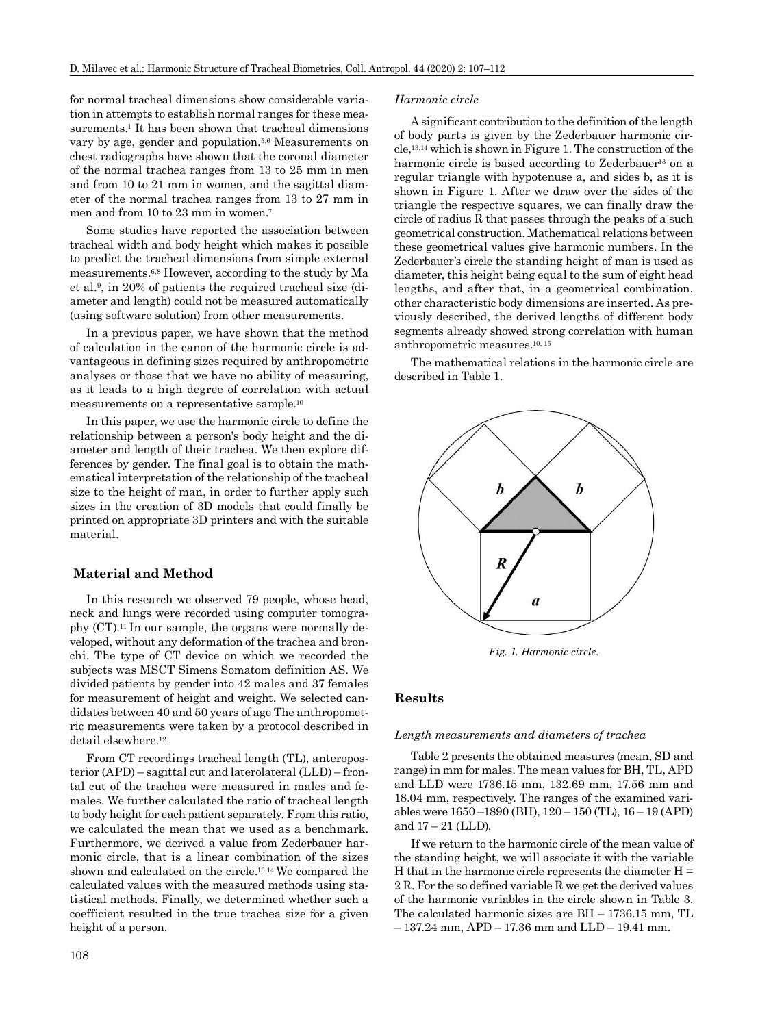for normal tracheal dimensions show considerable variation in attempts to establish normal ranges for these measurements.[1] It has been shown that tracheal dimensions vary by age, gender and population.[5,6] Measurements on chest radiographs have shown that the coronal diameter of the normal trachea ranges from 13 to 25 mm in men and from 10 to 21 mm in women, and the sagittal diameter of the normal trachea ranges from 13 to 27 mm in men and from 10 to 23 mm in women.[7]

Some studies have reported the association between tracheal width and body height which makes it possible to predict the tracheal dimensions from simple external measurements.[6,8] However, according to the study by Ma et al.[9], in 20% of patients the required tracheal size (diameter and length) could not be measured automatically (using software solution) from other measurements.

In a previous paper, we have shown that the method of calculation in the canon of the harmonic circle is advantageous in defining sizes required by anthropometric analyses or those that we have no ability of measuring, as it leads to a high degree of correlation with actual measurements on a representative sample.[10]

In this paper, we use the harmonic circle to define the relationship between a person's body height and the diameter and length of their trachea. We then explore differences by gender. The final goal is to obtain the mathematical interpretation of the relationship of the tracheal size to the height of man, in order to further apply such sizes in the creation of 3D models that could finally be printed on appropriate 3D printers and with the suitable material.

## Material and Method

In this research we observed 79 people, whose head, neck and lungs were recorded using computer tomography (CT).[11] In our sample, the organs were normally developed, without any deformation of the trachea and bronchi. The type of CT device on which we recorded the subjects was MSCT Simens Somatom definition AS. We divided patients by gender into 42 males and 37 females for measurement of height and weight. We selected candidates between 40 and 50 years of age The anthropometric measurements were taken by a protocol described in detail elsewhere.[12]

From CT recordings tracheal length (TL), anteroposterior (APD) – sagittal cut and laterolateral (LLD) – frontal cut of the trachea were measured in males and females. We further calculated the ratio of tracheal length to body height for each patient separately. From this ratio, we calculated the mean that we used as a benchmark. Furthermore, we derived a value from Zederbauer harmonic circle, that is a linear combination of the sizes shown and calculated on the circle.[13,14] We compared the calculated values with the measured methods using statistical methods. Finally, we determined whether such a coefficient resulted in the true trachea size for a given height of a person.

### *Harmonic circle*

A significant contribution to the definition of the length of body parts is given by the Zederbauer harmonic circle,[13,14] which is shown in Figure 1. The construction of the harmonic circle is based according to Zederbauer[13] on a regular triangle with hypotenuse a, and sides b, as it is shown in Figure 1. After we draw over the sides of the triangle the respective squares, we can finally draw the circle of radius R that passes through the peaks of a such geometrical construction. Mathematical relations between these geometrical values give harmonic numbers. In the Zederbauer's circle the standing height of man is used as diameter, this height being equal to the sum of eight head lengths, and after that, in a geometrical combination, other characteristic body dimensions are inserted. As previously described, the derived lengths of different body segments already showed strong correlation with human anthropometric measures.[10, 15]

The mathematical relations in the harmonic circle are described in Table 1.

*Fig. 1. Harmonic circle.*

## Results

### *Length measurements and diameters of trachea*

Table 2 presents the obtained measures (mean, SD and range) in mm for males. The mean values for BH, TL, APD and LLD were 1736.15 mm, 132.69 mm, 17.56 mm and 18.04 mm, respectively. The ranges of the examined variables were 1650 –1890 (BH), 120 – 150 (TL), 16 – 19 (APD) and 17 – 21 (LLD).

If we return to the harmonic circle of the mean value of the standing height, we will associate it with the variable H that in the harmonic circle represents the diameter H = 2 R. For the so defined variable R we get the derived values of the harmonic variables in the circle shown in Table 3. The calculated harmonic sizes are BH – 1736.15 mm, TL – 137.24 mm, APD – 17.36 mm and LLD – 19.41 mm.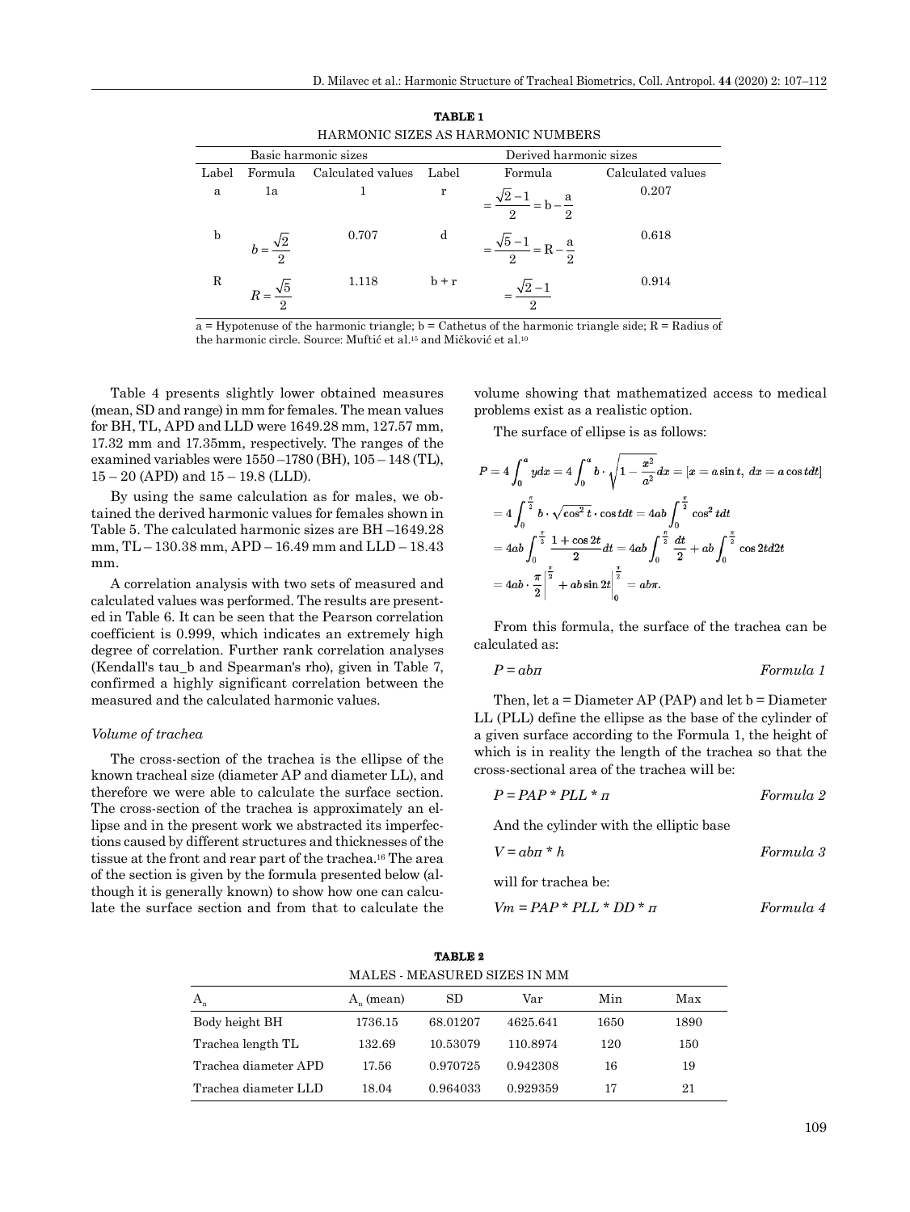**TABLE 1**

HARMONIC SIZES AS HARMONIC NUMBERS

| Basic harmonic sizes | | | Derived harmonic sizes | | |
|---|---|---|---|---|---|
| Label | Formula | Calculated values | Label | Formula | Calculated values |
| a | 1a | 1 | r | $=\frac{\sqrt{2}-1}{2}=b-\frac{a}{2}$ | 0.207 |
| b | $b=\frac{\sqrt{2}}{2}$ | 0.707 | d | $=\frac{\sqrt{5}-1}{2}=R-\frac{a}{2}$ | 0.618 |
| R | $R=\frac{\sqrt{5}}{2}$ | 1.118 | b + r | $=\frac{\sqrt{2}-1}{2}$ | 0.914 |

a = Hypotenuse of the harmonic triangle; b = Cathetus of the harmonic triangle side; R = Radius of the harmonic circle. Source: Muftić et al.[15] and Mičković et al.[10]

Table 4 presents slightly lower obtained measures (mean, SD and range) in mm for females. The mean values for BH, TL, APD and LLD were 1649.28 mm, 127.57 mm, 17.32 mm and 17.35mm, respectively. The ranges of the examined variables were 1550 –1780 (BH), 105 – 148 (TL), 15 – 20 (APD) and 15 – 19.8 (LLD).

By using the same calculation as for males, we obtained the derived harmonic values for females shown in Table 5. The calculated harmonic sizes are BH –1649.28 mm, TL – 130.38 mm, APD – 16.49 mm and LLD – 18.43 mm.

A correlation analysis with two sets of measured and calculated values was performed. The results are presented in Table 6. It can be seen that the Pearson correlation coefficient is 0.999, which indicates an extremely high degree of correlation. Further rank correlation analyses (Kendall's tau_b and Spearman's rho), given in Table 7, confirmed a highly significant correlation between the measured and the calculated harmonic values.

### *Volume of trachea*

The cross-section of the trachea is the ellipse of the known tracheal size (diameter AP and diameter LL), and therefore we were able to calculate the surface section. The cross-section of the trachea is approximately an ellipse and in the present work we abstracted its imperfections caused by different structures and thicknesses of the tissue at the front and rear part of the trachea.[16] The area of the section is given by the formula presented below (although it is generally known) to show how one can calculate the surface section and from that to calculate the volume showing that mathematized access to medical problems exist as a realistic option.

The surface of ellipse is as follows:

$$P = 4\int_0^a y\,dx = 4\int_0^a b\cdot\sqrt{1-\frac{x^2}{a^2}}\,dx = [x = a\sin t,\ dx = a\cos t\,dt]$$

$$= 4\int_0^{\frac{\pi}{2}} b\cdot\sqrt{\cos^2 t}\cdot\cos t\,dt = 4ab\int_0^{\frac{\pi}{2}}\cos^2 t\,dt$$

$$= 4ab\int_0^{\frac{\pi}{2}}\frac{1+\cos 2t}{2}\,dt = 4ab\int_0^{\frac{\pi}{2}}\frac{dt}{2} + ab\int_0^{\frac{\pi}{2}}\cos 2t\,d2t$$

$$= 4ab\cdot\frac{\pi}{2}\Big|^{\frac{\pi}{2}} + ab\sin 2t\Big|_0^{\frac{\pi}{2}} = ab\pi.$$

From this formula, the surface of the trachea can be calculated as:

$$P = ab\pi \qquad \textit{Formula 1}$$

Then, let a = Diameter AP (PAP) and let b = Diameter LL (PLL) define the ellipse as the base of the cylinder of a given surface according to the Formula 1, the height of which is in reality the length of the trachea so that the cross-sectional area of the trachea will be:

$$P = PAP * PLL * \pi \qquad \textit{Formula 2}$$

And the cylinder with the elliptic base

$$V = ab\pi * h \qquad \textit{Formula 3}$$

will for trachea be:

$$Vm = PAP * PLL * DD * \pi \qquad \textit{Formula 4}$$

**TABLE 2**

MALES - MEASURED SIZES IN MM

| $A_n$ | $A_n$ (mean) | SD | Var | Min | Max |
|---|---|---|---|---|---|
| Body height BH | 1736.15 | 68.01207 | 4625.641 | 1650 | 1890 |
| Trachea length TL | 132.69 | 10.53079 | 110.8974 | 120 | 150 |
| Trachea diameter APD | 17.56 | 0.970725 | 0.942308 | 16 | 19 |
| Trachea diameter LLD | 18.04 | 0.964033 | 0.929359 | 17 | 21 |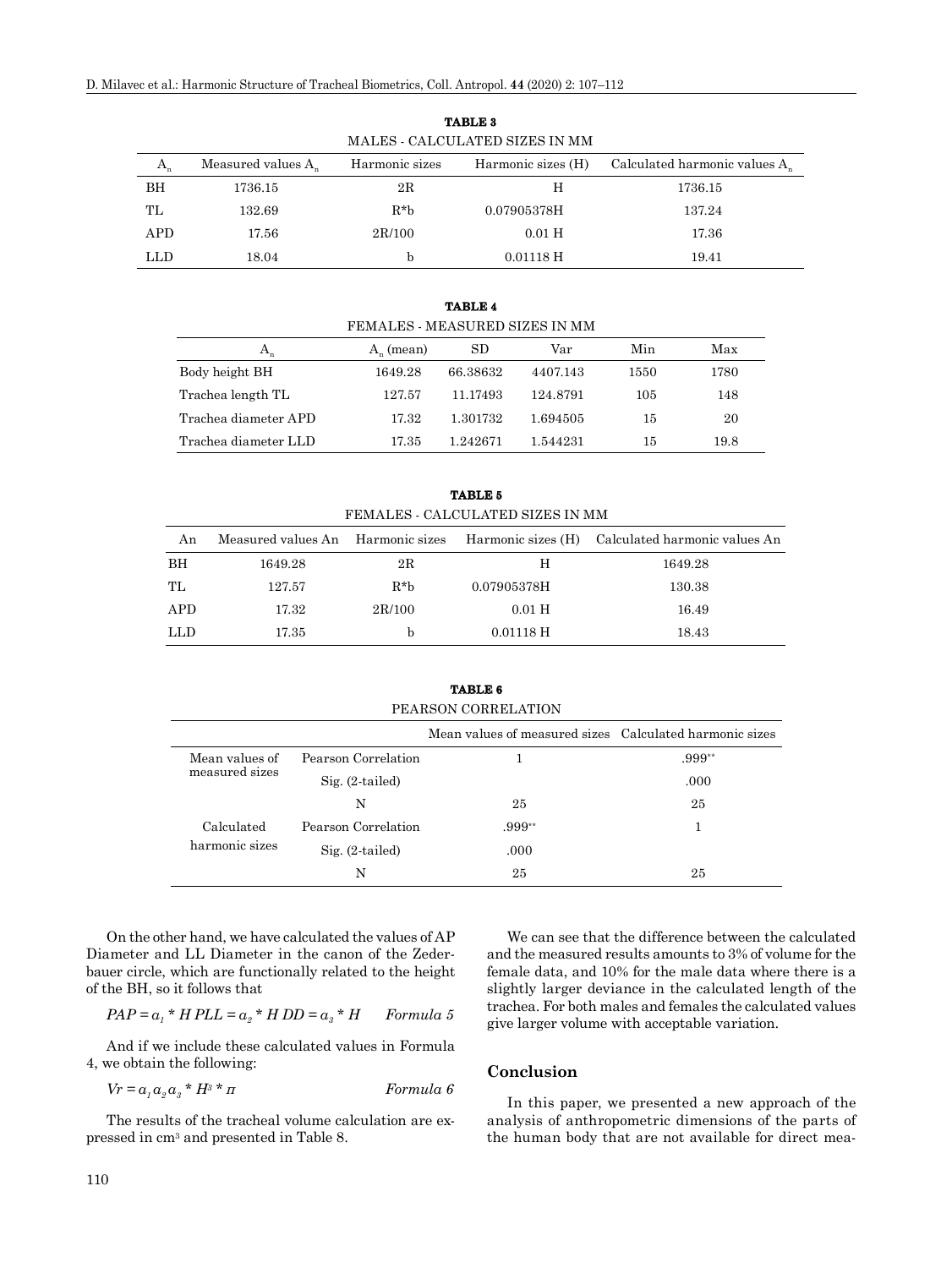**TABLE 3**
MALES - CALCULATED SIZES IN MM

| $A_n$ | Measured values $A_n$ | Harmonic sizes | Harmonic sizes (H) | Calculated harmonic values $A_n$ |
|---|---|---|---|---|
| BH | 1736.15 | 2R | H | 1736.15 |
| TL | 132.69 | R*b | 0.07905378H | 137.24 |
| APD | 17.56 | 2R/100 | 0.01 H | 17.36 |
| LLD | 18.04 | b | 0.01118 H | 19.41 |

**TABLE 4**
FEMALES - MEASURED SIZES IN MM

| $A_n$ | $A_n$ (mean) | SD | Var | Min | Max |
|---|---|---|---|---|---|
| Body height BH | 1649.28 | 66.38632 | 4407.143 | 1550 | 1780 |
| Trachea length TL | 127.57 | 11.17493 | 124.8791 | 105 | 148 |
| Trachea diameter APD | 17.32 | 1.301732 | 1.694505 | 15 | 20 |
| Trachea diameter LLD | 17.35 | 1.242671 | 1.544231 | 15 | 19.8 |

**TABLE 5**
FEMALES - CALCULATED SIZES IN MM

| An | Measured values An | Harmonic sizes | Harmonic sizes (H) | Calculated harmonic values An |
|---|---|---|---|---|
| BH | 1649.28 | 2R | H | 1649.28 |
| TL | 127.57 | R*b | 0.07905378H | 130.38 |
| APD | 17.32 | 2R/100 | 0.01 H | 16.49 |
| LLD | 17.35 | b | 0.01118 H | 18.43 |

**TABLE 6**
PEARSON CORRELATION

| | | Mean values of measured sizes | Calculated harmonic sizes |
|---|---|---|---|
| Mean values of measured sizes | Pearson Correlation | 1 | .999** |
| | Sig. (2-tailed) | | .000 |
| | N | 25 | 25 |
| Calculated harmonic sizes | Pearson Correlation | .999** | 1 |
| | Sig. (2-tailed) | .000 | |
| | N | 25 | 25 |

On the other hand, we have calculated the values of AP Diameter and LL Diameter in the canon of the Zederbauer circle, which are functionally related to the height of the BH, so it follows that

$$PAP = a_1 * H \; PLL = a_2 * H \; DD = a_3 * H \qquad \textit{Formula 5}$$

And if we include these calculated values in Formula 4, we obtain the following:

$$Vr = a_1 a_2 a_3 * H^3 * \pi \qquad \textit{Formula 6}$$

The results of the tracheal volume calculation are expressed in cm³ and presented in Table 8.

We can see that the difference between the calculated and the measured results amounts to 3% of volume for the female data, and 10% for the male data where there is a slightly larger deviance in the calculated length of the trachea. For both males and females the calculated values give larger volume with acceptable variation.

## Conclusion

In this paper, we presented a new approach of the analysis of anthropometric dimensions of the parts of the human body that are not available for direct mea-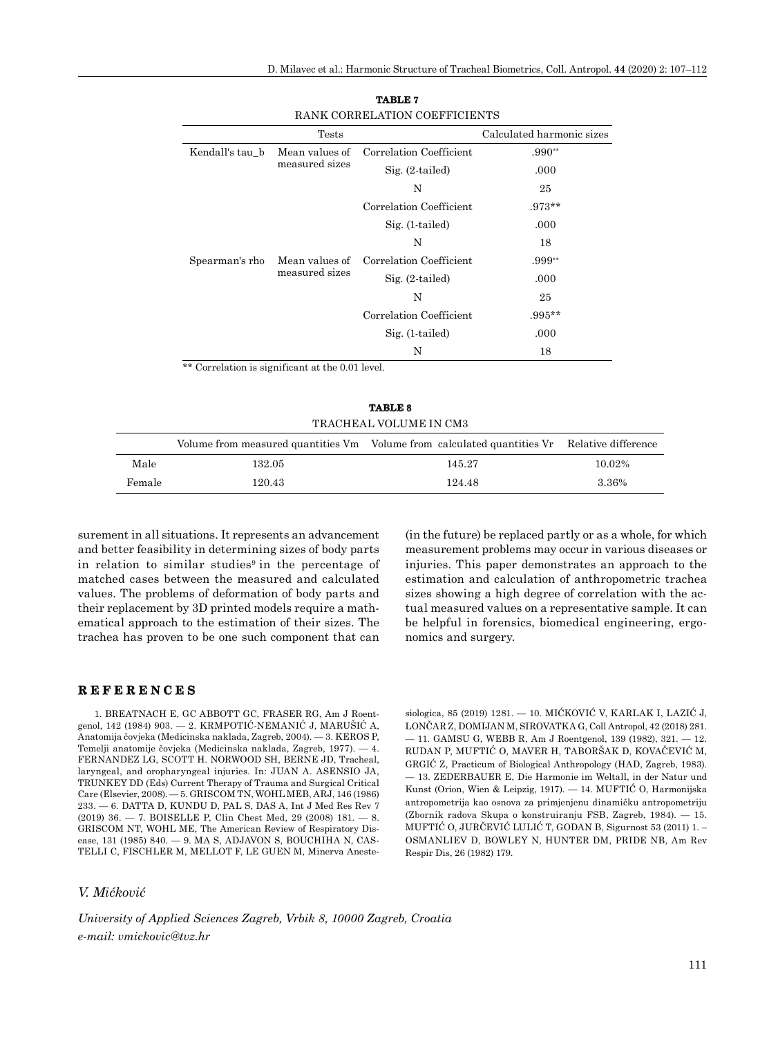**TABLE 7**

RANK CORRELATION COEFFICIENTS

| Tests | | | Calculated harmonic sizes |
|---|---|---|---|
| Kendall's tau_b | Mean values of measured sizes | Correlation Coefficient | .990** |
| | | Sig. (2-tailed) | .000 |
| | | N | 25 |
| | | Correlation Coefficient | .973** |
| | | Sig. (1-tailed) | .000 |
| | | N | 18 |
| Spearman's rho | Mean values of measured sizes | Correlation Coefficient | .999** |
| | | Sig. (2-tailed) | .000 |
| | | N | 25 |
| | | Correlation Coefficient | .995** |
| | | Sig. (1-tailed) | .000 |
| | | N | 18 |

** Correlation is significant at the 0.01 level.

**TABLE 8**

TRACHEAL VOLUME IN CM3

| | Volume from measured quantities Vm | Volume from calculated quantities Vr | Relative difference |
|---|---|---|---|
| Male | 132.05 | 145.27 | 10.02% |
| Female | 120.43 | 124.48 | 3.36% |

surement in all situations. It represents an advancement and better feasibility in determining sizes of body parts in relation to similar studies[9] in the percentage of matched cases between the measured and calculated values. The problems of deformation of body parts and their replacement by 3D printed models require a mathematical approach to the estimation of their sizes. The trachea has proven to be one such component that can (in the future) be replaced partly or as a whole, for which measurement problems may occur in various diseases or injuries. This paper demonstrates an approach to the estimation and calculation of anthropometric trachea sizes showing a high degree of correlation with the actual measured values on a representative sample. It can be helpful in forensics, biomedical engineering, ergonomics and surgery.

## REFERENCES

1. BREATNACH E, GC ABBOTT GC, FRASER RG, Am J Roentgenol, 142 (1984) 903. — 2. KRMPOTIĆ-NEMANIĆ J, MARUŠIĆ A, Anatomija čovjeka (Medicinska naklada, Zagreb, 2004). — 3. KEROS P, Temelji anatomije čovjeka (Medicinska naklada, Zagreb, 1977). — 4. FERNANDEZ LG, SCOTT H. NORWOOD SH, BERNE JD, Tracheal, laryngeal, and oropharyngeal injuries. In: JUAN A. ASENSIO JA, TRUNKEY DD (Eds) Current Therapy of Trauma and Surgical Critical Care (Elsevier, 2008). — 5. GRISCOM TN, WOHL MEB, ARJ, 146 (1986) 233. — 6. DATTA D, KUNDU D, PAL S, DAS A, Int J Med Res Rev 7 (2019) 36. — 7. BOISELLE P, Clin Chest Med, 29 (2008) 181. — 8. GRISCOM NT, WOHL ME, The American Review of Respiratory Disease, 131 (1985) 840. — 9. MA S, ADJAVON S, BOUCHIHA N, CASTELLI C, FISCHLER M, MELLOT F, LE GUEN M, Minerva Anestesiologica, 85 (2019) 1281. — 10. MIĆKOVIĆ V, KARLAK I, LAZIĆ J, LONČAR Z, DOMIJAN M, SIROVATKA G, Coll Antropol, 42 (2018) 281. — 11. GAMSU G, WEBB R, Am J Roentgenol, 139 (1982), 321. — 12. RUDAN P, MUFTIĆ O, MAVER H, TABORŠAK D, KOVAČEVIĆ M, GRGIĆ Z, Practicum of Biological Anthropology (HAD, Zagreb, 1983). — 13. ZEDERBAUER E, Die Harmonie im Weltall, in der Natur und Kunst (Orion, Wien & Leipzig, 1917). — 14. MUFTIĆ O, Harmonijska antropometrija kao osnova za primjenjenu dinamičku antropometriju (Zbornik radova Skupa o konstruiranju FSB, Zagreb, 1984). — 15. MUFTIĆ O, JURČEVIĆ LULIĆ T, GODAN B, Sigurnost 53 (2011) 1. – OSMANLIEV D, BOWLEY N, HUNTER DM, PRIDE NB, Am Rev Respir Dis, 26 (1982) 179.

*V. Mićković*

*University of Applied Sciences Zagreb, Vrbik 8, 10000 Zagreb, Croatia*
*e-mail: vmickovic@tvz.hr*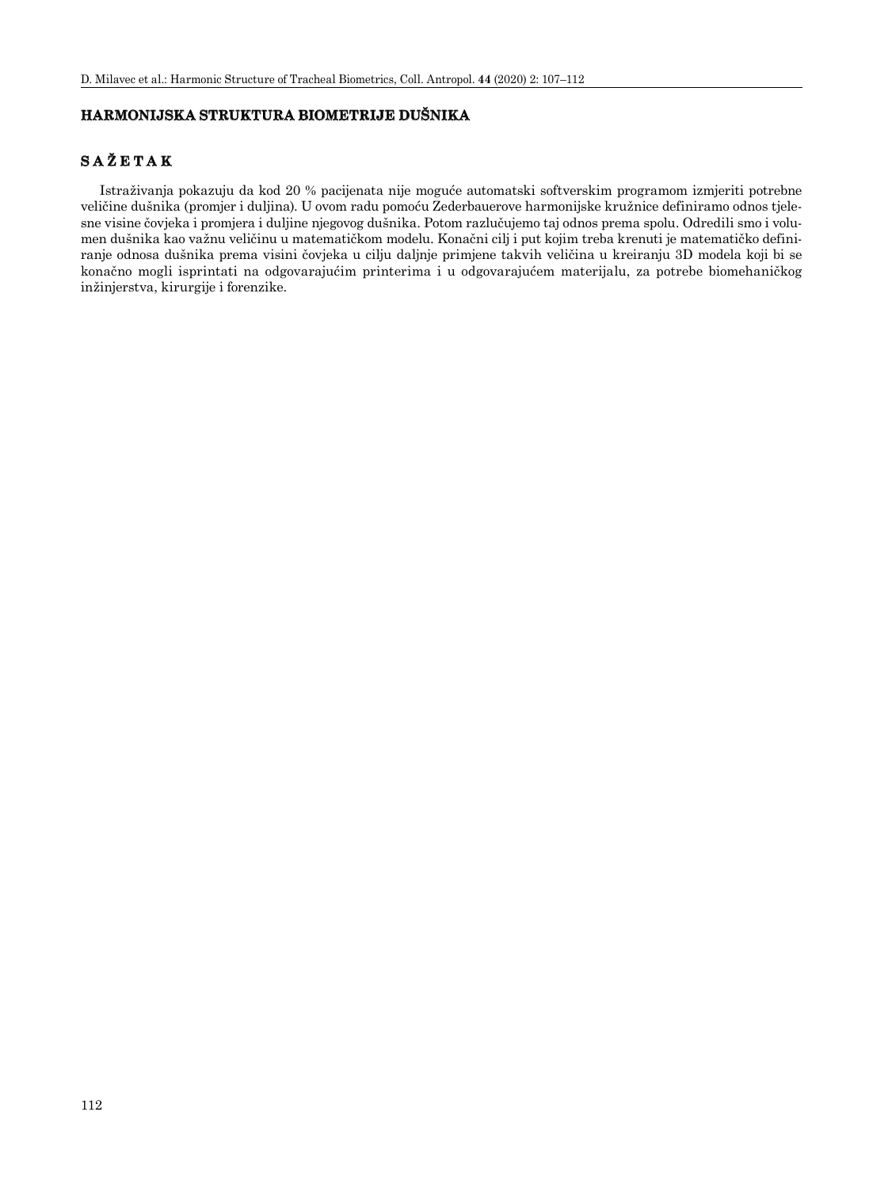# HARMONIJSKA STRUKTURA BIOMETRIJE DUŠNIKA

## S A Ž E T A K

Istraživanja pokazuju da kod 20 % pacijenata nije moguće automatski softverskim programom izmjeriti potrebne veličine dušnika (promjer i duljina). U ovom radu pomoću Zederbauerove harmonijske kružnice definiramo odnos tjelesne visine čovjeka i promjera i duljine njegovog dušnika. Potom razlučujemo taj odnos prema spolu. Odredili smo i volumen dušnika kao važnu veličinu u matematičkom modelu. Konačni cilj i put kojim treba krenuti je matematičko definiranje odnosa dušnika prema visini čovjeka u cilju daljnje primjene takvih veličina u kreiranju 3D modela koji bi se konačno mogli isprintati na odgovarajućim printerima i u odgovarajućem materijalu, za potrebe biomehaničkog inžinjerstva, kirurgije i forenzike.